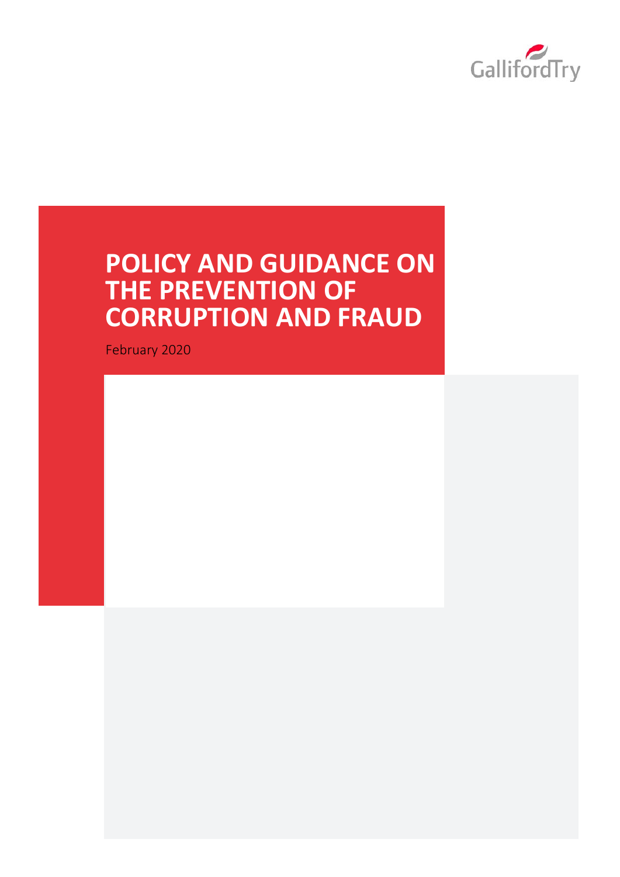GallifordTry

# POLICY AND GUIDANCE ON THE PREVENTION OF CORRUPTION AND FRAUD

February 2020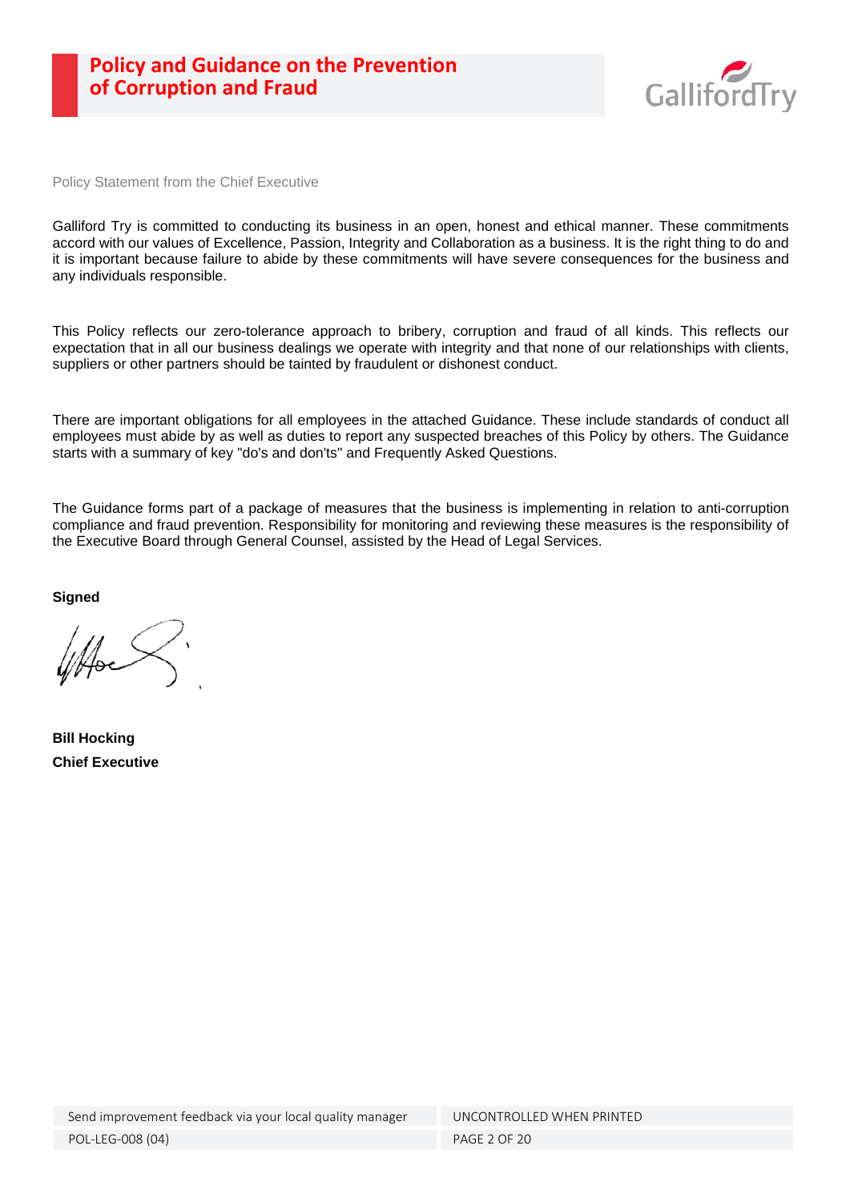Policy Statement from the Chief Executive

Galliford Try is committed to conducting its business in an open, honest and ethical manner. These commitments accord with our values of Excellence, Passion, Integrity and Collaboration as a business. It is the right thing to do and it is important because failure to abide by these commitments will have severe consequences for the business and any individuals responsible.

This Policy reflects our zero-tolerance approach to bribery, corruption and fraud of all kinds. This reflects our expectation that in all our business dealings we operate with integrity and that none of our relationships with clients, suppliers or other partners should be tainted by fraudulent or dishonest conduct.

There are important obligations for all employees in the attached Guidance. These include standards of conduct all employees must abide by as well as duties to report any suspected breaches of this Policy by others. The Guidance starts with a summary of key "do's and don'ts" and Frequently Asked Questions.

The Guidance forms part of a package of measures that the business is implementing in relation to anti-corruption compliance and fraud prevention. Responsibility for monitoring and reviewing these measures is the responsibility of the Executive Board through General Counsel, assisted by the Head of Legal Services.

**Signed**

**Bill Hocking**
**Chief Executive**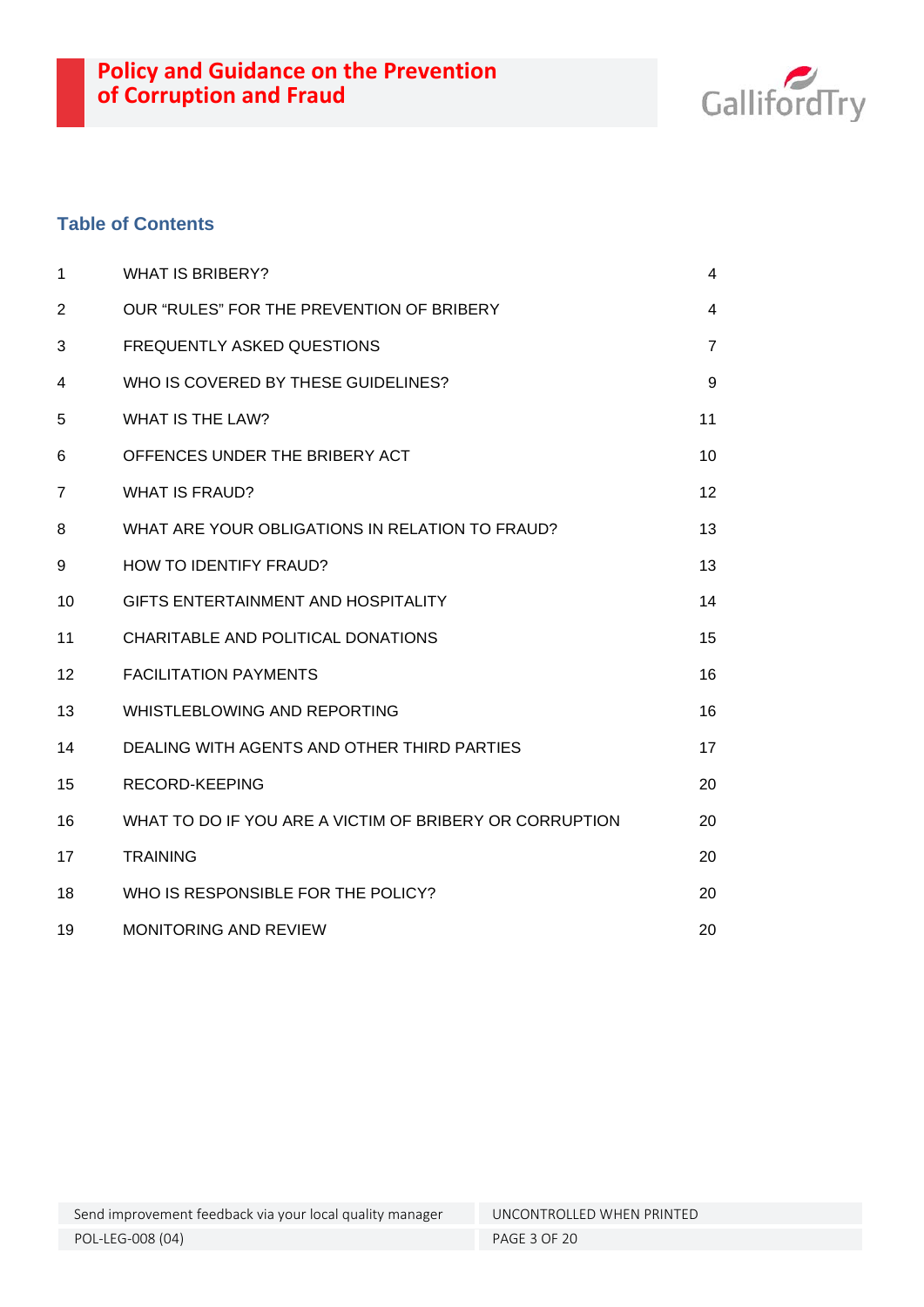## Table of Contents

| | | |
|---|---|---|
| 1 | WHAT IS BRIBERY? | 4 |
| 2 | OUR "RULES" FOR THE PREVENTION OF BRIBERY | 4 |
| 3 | FREQUENTLY ASKED QUESTIONS | 7 |
| 4 | WHO IS COVERED BY THESE GUIDELINES? | 9 |
| 5 | WHAT IS THE LAW? | 11 |
| 6 | OFFENCES UNDER THE BRIBERY ACT | 10 |
| 7 | WHAT IS FRAUD? | 12 |
| 8 | WHAT ARE YOUR OBLIGATIONS IN RELATION TO FRAUD? | 13 |
| 9 | HOW TO IDENTIFY FRAUD? | 13 |
| 10 | GIFTS ENTERTAINMENT AND HOSPITALITY | 14 |
| 11 | CHARITABLE AND POLITICAL DONATIONS | 15 |
| 12 | FACILITATION PAYMENTS | 16 |
| 13 | WHISTLEBLOWING AND REPORTING | 16 |
| 14 | DEALING WITH AGENTS AND OTHER THIRD PARTIES | 17 |
| 15 | RECORD-KEEPING | 20 |
| 16 | WHAT TO DO IF YOU ARE A VICTIM OF BRIBERY OR CORRUPTION | 20 |
| 17 | TRAINING | 20 |
| 18 | WHO IS RESPONSIBLE FOR THE POLICY? | 20 |
| 19 | MONITORING AND REVIEW | 20 |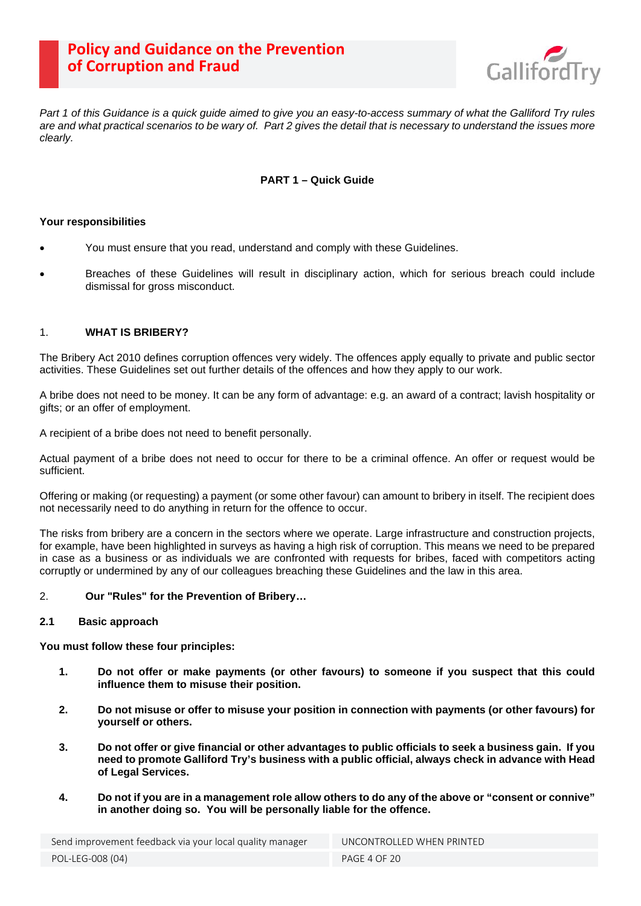*Part 1 of this Guidance is a quick guide aimed to give you an easy-to-access summary of what the Galliford Try rules are and what practical scenarios to be wary of. Part 2 gives the detail that is necessary to understand the issues more clearly.*

## PART 1 – Quick Guide

**Your responsibilities**

- You must ensure that you read, understand and comply with these Guidelines.
- Breaches of these Guidelines will result in disciplinary action, which for serious breach could include dismissal for gross misconduct.

### 1. WHAT IS BRIBERY?

The Bribery Act 2010 defines corruption offences very widely. The offences apply equally to private and public sector activities. These Guidelines set out further details of the offences and how they apply to our work.

A bribe does not need to be money. It can be any form of advantage: e.g. an award of a contract; lavish hospitality or gifts; or an offer of employment.

A recipient of a bribe does not need to benefit personally.

Actual payment of a bribe does not need to occur for there to be a criminal offence. An offer or request would be sufficient.

Offering or making (or requesting) a payment (or some other favour) can amount to bribery in itself. The recipient does not necessarily need to do anything in return for the offence to occur.

The risks from bribery are a concern in the sectors where we operate. Large infrastructure and construction projects, for example, have been highlighted in surveys as having a high risk of corruption. This means we need to be prepared in case as a business or as individuals we are confronted with requests for bribes, faced with competitors acting corruptly or undermined by any of our colleagues breaching these Guidelines and the law in this area.

### 2. Our "Rules" for the Prevention of Bribery…

#### 2.1 Basic approach

**You must follow these four principles:**

1. **Do not offer or make payments (or other favours) to someone if you suspect that this could influence them to misuse their position.**
2. **Do not misuse or offer to misuse your position in connection with payments (or other favours) for yourself or others.**
3. **Do not offer or give financial or other advantages to public officials to seek a business gain. If you need to promote Galliford Try's business with a public official, always check in advance with Head of Legal Services.**
4. **Do not if you are in a management role allow others to do any of the above or "consent or connive" in another doing so. You will be personally liable for the offence.**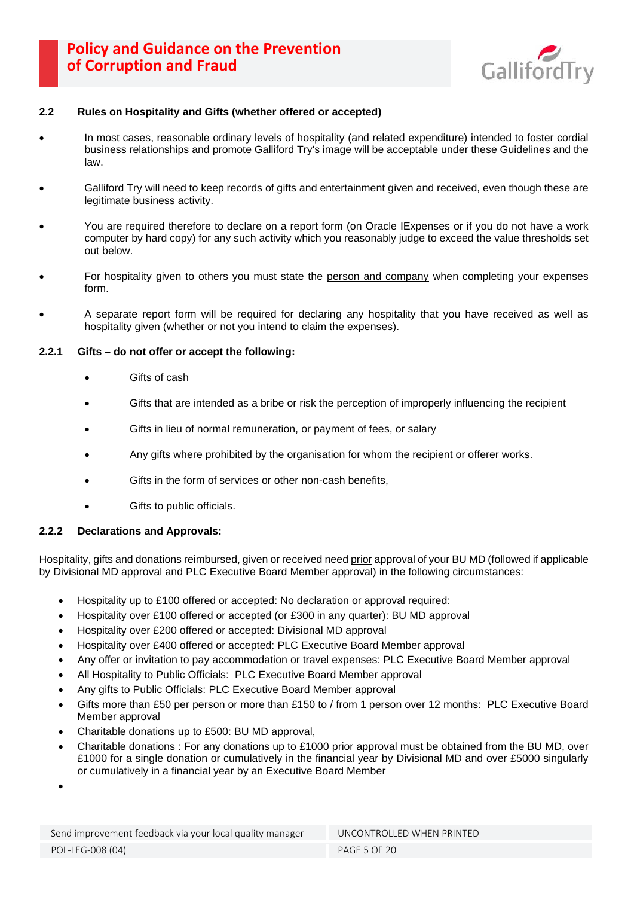### 2.2 Rules on Hospitality and Gifts (whether offered or accepted)

- In most cases, reasonable ordinary levels of hospitality (and related expenditure) intended to foster cordial business relationships and promote Galliford Try's image will be acceptable under these Guidelines and the law.
- Galliford Try will need to keep records of gifts and entertainment given and received, even though these are legitimate business activity.
- <u>You are required therefore to declare on a report form</u> (on Oracle IExpenses or if you do not have a work computer by hard copy) for any such activity which you reasonably judge to exceed the value thresholds set out below.
- For hospitality given to others you must state the <u>person and company</u> when completing your expenses form.
- A separate report form will be required for declaring any hospitality that you have received as well as hospitality given (whether or not you intend to claim the expenses).

#### 2.2.1 Gifts – do not offer or accept the following:

- Gifts of cash
- Gifts that are intended as a bribe or risk the perception of improperly influencing the recipient
- Gifts in lieu of normal remuneration, or payment of fees, or salary
- Any gifts where prohibited by the organisation for whom the recipient or offerer works.
- Gifts in the form of services or other non-cash benefits,
- Gifts to public officials.

#### 2.2.2 Declarations and Approvals:

Hospitality, gifts and donations reimbursed, given or received need <u>prior</u> approval of your BU MD (followed if applicable by Divisional MD approval and PLC Executive Board Member approval) in the following circumstances:

- Hospitality up to £100 offered or accepted: No declaration or approval required:
- Hospitality over £100 offered or accepted (or £300 in any quarter): BU MD approval
- Hospitality over £200 offered or accepted: Divisional MD approval
- Hospitality over £400 offered or accepted: PLC Executive Board Member approval
- Any offer or invitation to pay accommodation or travel expenses: PLC Executive Board Member approval
- All Hospitality to Public Officials: PLC Executive Board Member approval
- Any gifts to Public Officials: PLC Executive Board Member approval
- Gifts more than £50 per person or more than £150 to / from 1 person over 12 months: PLC Executive Board Member approval
- Charitable donations up to £500: BU MD approval,
- Charitable donations : For any donations up to £1000 prior approval must be obtained from the BU MD, over £1000 for a single donation or cumulatively in the financial year by Divisional MD and over £5000 singularly or cumulatively in a financial year by an Executive Board Member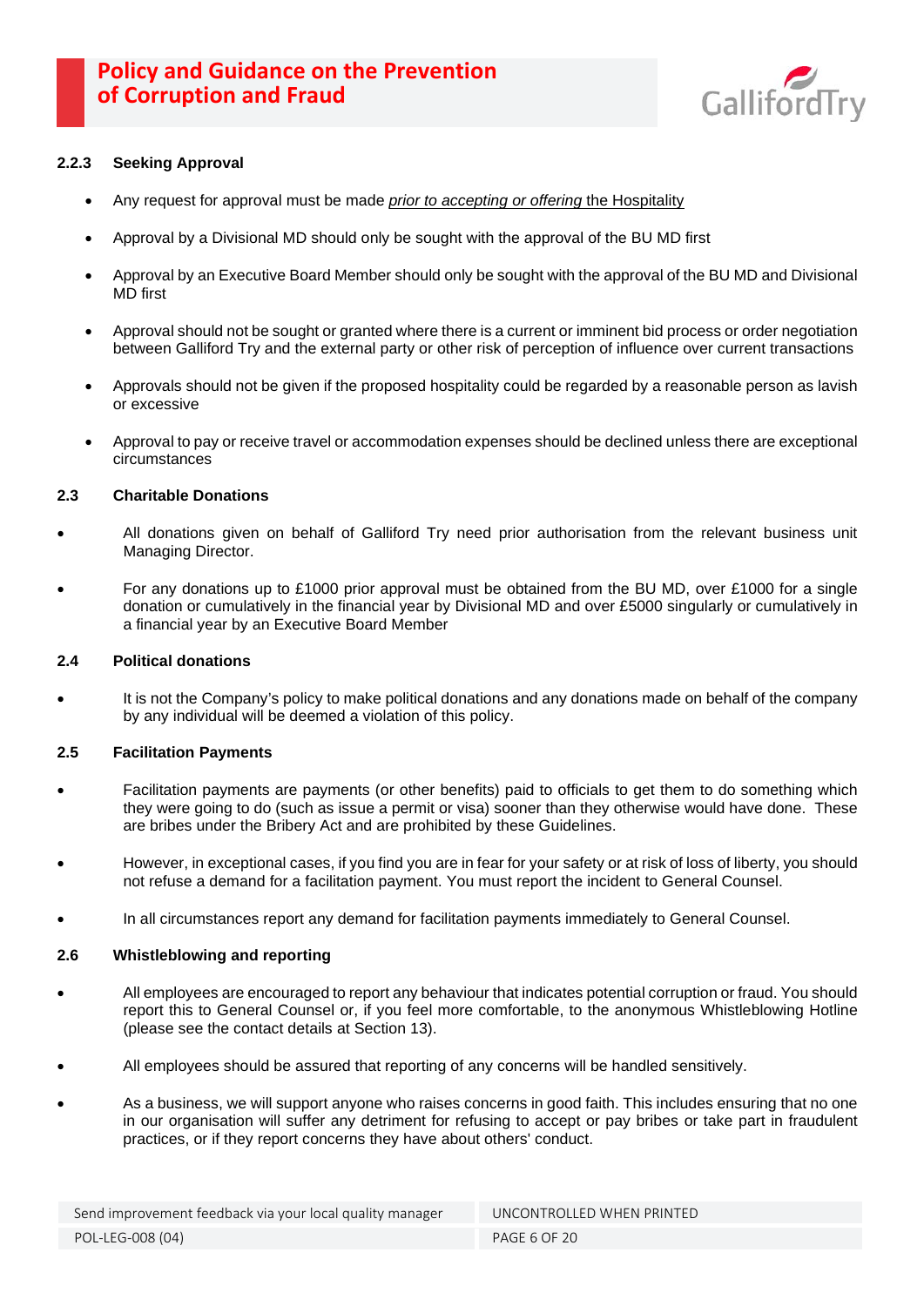#### 2.2.3 Seeking Approval

- Any request for approval must be made *<u>prior to accepting or offering</u>* <u>the Hospitality</u>
- Approval by a Divisional MD should only be sought with the approval of the BU MD first
- Approval by an Executive Board Member should only be sought with the approval of the BU MD and Divisional MD first
- Approval should not be sought or granted where there is a current or imminent bid process or order negotiation between Galliford Try and the external party or other risk of perception of influence over current transactions
- Approvals should not be given if the proposed hospitality could be regarded by a reasonable person as lavish or excessive
- Approval to pay or receive travel or accommodation expenses should be declined unless there are exceptional circumstances

### 2.3 Charitable Donations

- All donations given on behalf of Galliford Try need prior authorisation from the relevant business unit Managing Director.
- For any donations up to £1000 prior approval must be obtained from the BU MD, over £1000 for a single donation or cumulatively in the financial year by Divisional MD and over £5000 singularly or cumulatively in a financial year by an Executive Board Member

### 2.4 Political donations

- It is not the Company's policy to make political donations and any donations made on behalf of the company by any individual will be deemed a violation of this policy.

### 2.5 Facilitation Payments

- Facilitation payments are payments (or other benefits) paid to officials to get them to do something which they were going to do (such as issue a permit or visa) sooner than they otherwise would have done. These are bribes under the Bribery Act and are prohibited by these Guidelines.
- However, in exceptional cases, if you find you are in fear for your safety or at risk of loss of liberty, you should not refuse a demand for a facilitation payment. You must report the incident to General Counsel.
- In all circumstances report any demand for facilitation payments immediately to General Counsel.

### 2.6 Whistleblowing and reporting

- All employees are encouraged to report any behaviour that indicates potential corruption or fraud. You should report this to General Counsel or, if you feel more comfortable, to the anonymous Whistleblowing Hotline (please see the contact details at Section 13).
- All employees should be assured that reporting of any concerns will be handled sensitively.
- As a business, we will support anyone who raises concerns in good faith. This includes ensuring that no one in our organisation will suffer any detriment for refusing to accept or pay bribes or take part in fraudulent practices, or if they report concerns they have about others' conduct.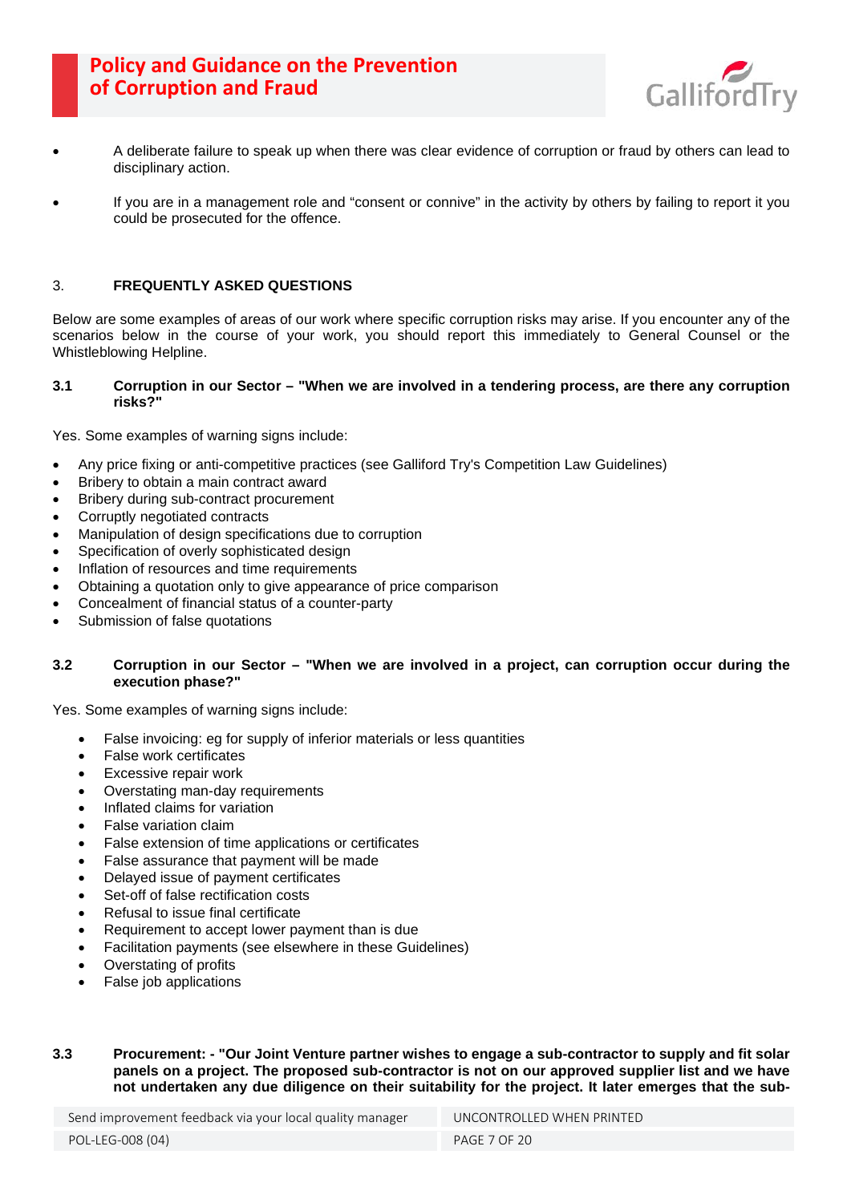- A deliberate failure to speak up when there was clear evidence of corruption or fraud by others can lead to disciplinary action.

- If you are in a management role and "consent or connive" in the activity by others by failing to report it you could be prosecuted for the offence.

## 3. FREQUENTLY ASKED QUESTIONS

Below are some examples of areas of our work where specific corruption risks may arise. If you encounter any of the scenarios below in the course of your work, you should report this immediately to General Counsel or the Whistleblowing Helpline.

### 3.1 Corruption in our Sector – "When we are involved in a tendering process, are there any corruption risks?"

Yes. Some examples of warning signs include:

- Any price fixing or anti-competitive practices (see Galliford Try's Competition Law Guidelines)
- Bribery to obtain a main contract award
- Bribery during sub-contract procurement
- Corruptly negotiated contracts
- Manipulation of design specifications due to corruption
- Specification of overly sophisticated design
- Inflation of resources and time requirements
- Obtaining a quotation only to give appearance of price comparison
- Concealment of financial status of a counter-party
- Submission of false quotations

### 3.2 Corruption in our Sector – "When we are involved in a project, can corruption occur during the execution phase?"

Yes. Some examples of warning signs include:

- False invoicing: eg for supply of inferior materials or less quantities
- False work certificates
- Excessive repair work
- Overstating man-day requirements
- Inflated claims for variation
- False variation claim
- False extension of time applications or certificates
- False assurance that payment will be made
- Delayed issue of payment certificates
- Set-off of false rectification costs
- Refusal to issue final certificate
- Requirement to accept lower payment than is due
- Facilitation payments (see elsewhere in these Guidelines)
- Overstating of profits
- False job applications

### 3.3 Procurement: - "Our Joint Venture partner wishes to engage a sub-contractor to supply and fit solar panels on a project. The proposed sub-contractor is not on our approved supplier list and we have not undertaken any due diligence on their suitability for the project. It later emerges that the sub-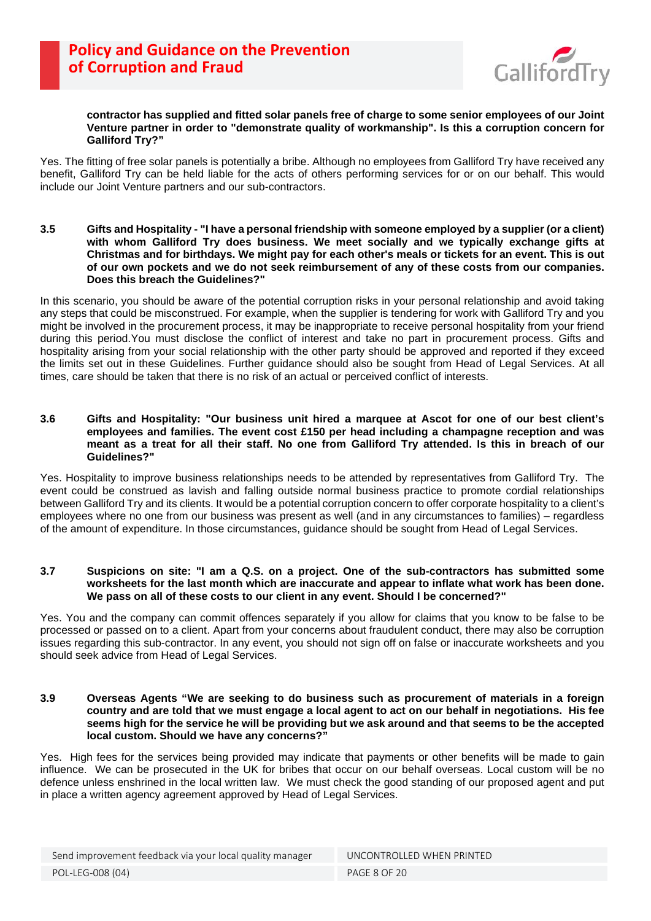**contractor has supplied and fitted solar panels free of charge to some senior employees of our Joint Venture partner in order to "demonstrate quality of workmanship". Is this a corruption concern for Galliford Try?"**

Yes. The fitting of free solar panels is potentially a bribe. Although no employees from Galliford Try have received any benefit, Galliford Try can be held liable for the acts of others performing services for or on our behalf. This would include our Joint Venture partners and our sub-contractors.

**3.5 Gifts and Hospitality - "I have a personal friendship with someone employed by a supplier (or a client) with whom Galliford Try does business. We meet socially and we typically exchange gifts at Christmas and for birthdays. We might pay for each other's meals or tickets for an event. This is out of our own pockets and we do not seek reimbursement of any of these costs from our companies. Does this breach the Guidelines?"**

In this scenario, you should be aware of the potential corruption risks in your personal relationship and avoid taking any steps that could be misconstrued. For example, when the supplier is tendering for work with Galliford Try and you might be involved in the procurement process, it may be inappropriate to receive personal hospitality from your friend during this period.You must disclose the conflict of interest and take no part in procurement process. Gifts and hospitality arising from your social relationship with the other party should be approved and reported if they exceed the limits set out in these Guidelines. Further guidance should also be sought from Head of Legal Services. At all times, care should be taken that there is no risk of an actual or perceived conflict of interests.

**3.6 Gifts and Hospitality: "Our business unit hired a marquee at Ascot for one of our best client's employees and families. The event cost £150 per head including a champagne reception and was meant as a treat for all their staff. No one from Galliford Try attended. Is this in breach of our Guidelines?"**

Yes. Hospitality to improve business relationships needs to be attended by representatives from Galliford Try. The event could be construed as lavish and falling outside normal business practice to promote cordial relationships between Galliford Try and its clients. It would be a potential corruption concern to offer corporate hospitality to a client's employees where no one from our business was present as well (and in any circumstances to families) – regardless of the amount of expenditure. In those circumstances, guidance should be sought from Head of Legal Services.

**3.7 Suspicions on site: "I am a Q.S. on a project. One of the sub-contractors has submitted some worksheets for the last month which are inaccurate and appear to inflate what work has been done. We pass on all of these costs to our client in any event. Should I be concerned?"**

Yes. You and the company can commit offences separately if you allow for claims that you know to be false to be processed or passed on to a client. Apart from your concerns about fraudulent conduct, there may also be corruption issues regarding this sub-contractor. In any event, you should not sign off on false or inaccurate worksheets and you should seek advice from Head of Legal Services.

**3.9 Overseas Agents "We are seeking to do business such as procurement of materials in a foreign country and are told that we must engage a local agent to act on our behalf in negotiations. His fee seems high for the service he will be providing but we ask around and that seems to be the accepted local custom. Should we have any concerns?"**

Yes. High fees for the services being provided may indicate that payments or other benefits will be made to gain influence. We can be prosecuted in the UK for bribes that occur on our behalf overseas. Local custom will be no defence unless enshrined in the local written law. We must check the good standing of our proposed agent and put in place a written agency agreement approved by Head of Legal Services.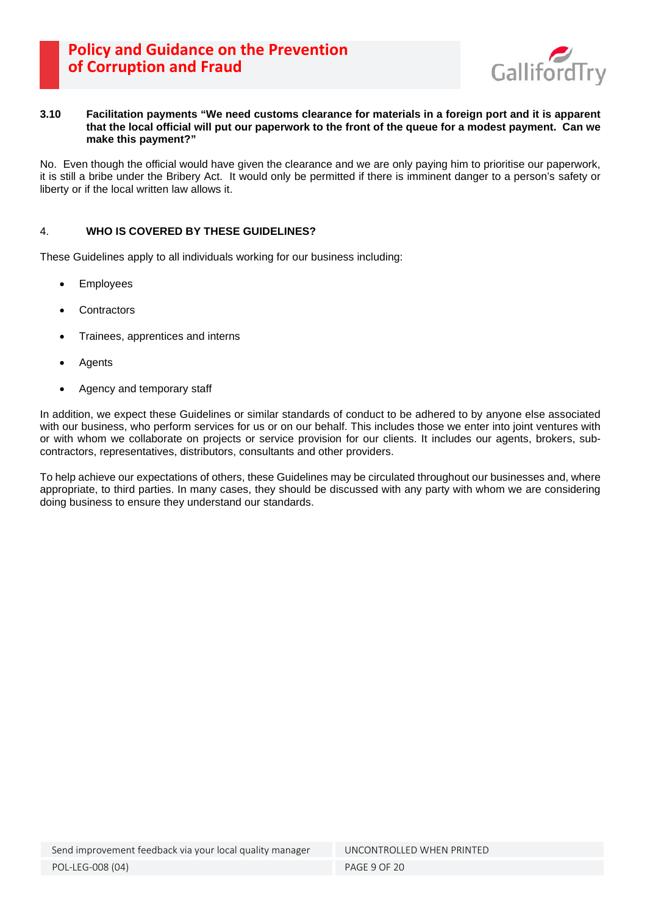**3.10 Facilitation payments "We need customs clearance for materials in a foreign port and it is apparent that the local official will put our paperwork to the front of the queue for a modest payment. Can we make this payment?"**

No. Even though the official would have given the clearance and we are only paying him to prioritise our paperwork, it is still a bribe under the Bribery Act. It would only be permitted if there is imminent danger to a person's safety or liberty or if the local written law allows it.

## 4. WHO IS COVERED BY THESE GUIDELINES?

These Guidelines apply to all individuals working for our business including:

- Employees
- Contractors
- Trainees, apprentices and interns
- Agents
- Agency and temporary staff

In addition, we expect these Guidelines or similar standards of conduct to be adhered to by anyone else associated with our business, who perform services for us or on our behalf. This includes those we enter into joint ventures with or with whom we collaborate on projects or service provision for our clients. It includes our agents, brokers, sub-contractors, representatives, distributors, consultants and other providers.

To help achieve our expectations of others, these Guidelines may be circulated throughout our businesses and, where appropriate, to third parties. In many cases, they should be discussed with any party with whom we are considering doing business to ensure they understand our standards.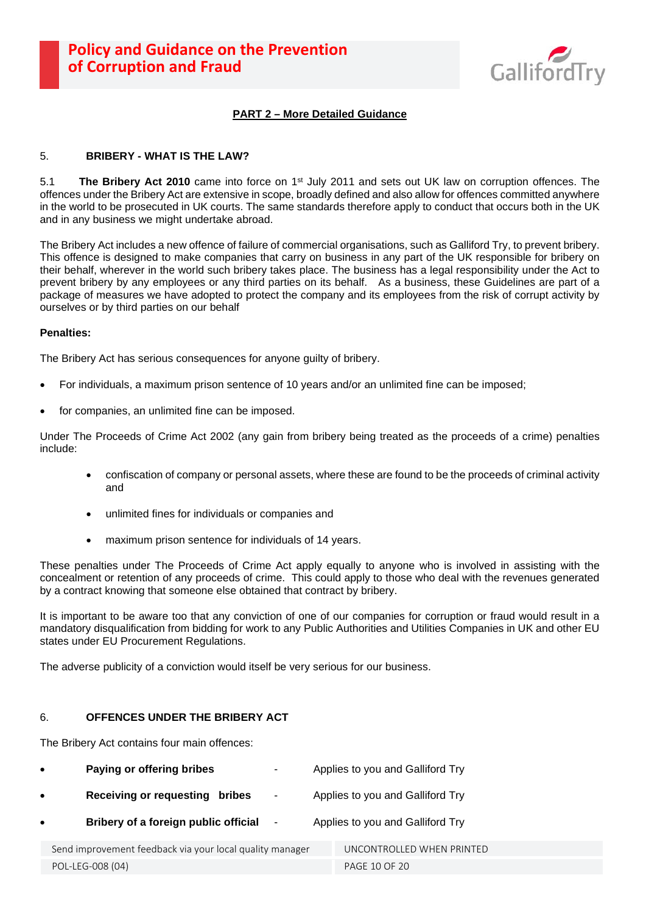## PART 2 – More Detailed Guidance

### 5. BRIBERY - WHAT IS THE LAW?

5.1 **The Bribery Act 2010** came into force on 1st July 2011 and sets out UK law on corruption offences. The offences under the Bribery Act are extensive in scope, broadly defined and also allow for offences committed anywhere in the world to be prosecuted in UK courts. The same standards therefore apply to conduct that occurs both in the UK and in any business we might undertake abroad.

The Bribery Act includes a new offence of failure of commercial organisations, such as Galliford Try, to prevent bribery. This offence is designed to make companies that carry on business in any part of the UK responsible for bribery on their behalf, wherever in the world such bribery takes place. The business has a legal responsibility under the Act to prevent bribery by any employees or any third parties on its behalf. As a business, these Guidelines are part of a package of measures we have adopted to protect the company and its employees from the risk of corrupt activity by ourselves or by third parties on our behalf

**Penalties:**

The Bribery Act has serious consequences for anyone guilty of bribery.

- For individuals, a maximum prison sentence of 10 years and/or an unlimited fine can be imposed;
- for companies, an unlimited fine can be imposed.

Under The Proceeds of Crime Act 2002 (any gain from bribery being treated as the proceeds of a crime) penalties include:

- confiscation of company or personal assets, where these are found to be the proceeds of criminal activity and
- unlimited fines for individuals or companies and
- maximum prison sentence for individuals of 14 years.

These penalties under The Proceeds of Crime Act apply equally to anyone who is involved in assisting with the concealment or retention of any proceeds of crime. This could apply to those who deal with the revenues generated by a contract knowing that someone else obtained that contract by bribery.

It is important to be aware too that any conviction of one of our companies for corruption or fraud would result in a mandatory disqualification from bidding for work to any Public Authorities and Utilities Companies in UK and other EU states under EU Procurement Regulations.

The adverse publicity of a conviction would itself be very serious for our business.

### 6. OFFENCES UNDER THE BRIBERY ACT

The Bribery Act contains four main offences:

- **Paying or offering bribes** - Applies to you and Galliford Try
- **Receiving or requesting bribes** - Applies to you and Galliford Try
- **Bribery of a foreign public official** - Applies to you and Galliford Try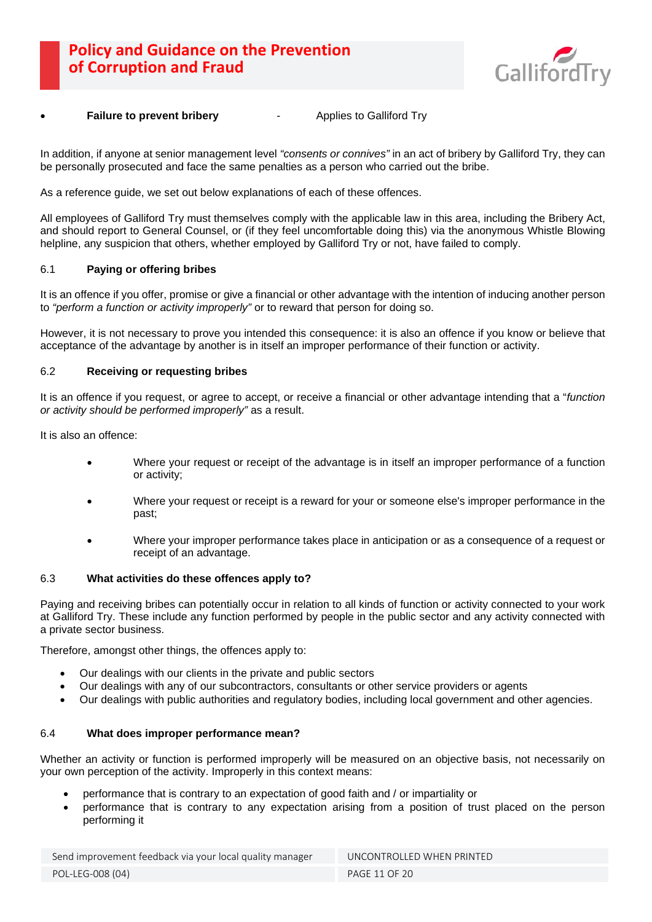- **Failure to prevent bribery** - Applies to Galliford Try

In addition, if anyone at senior management level *"consents or connives"* in an act of bribery by Galliford Try, they can be personally prosecuted and face the same penalties as a person who carried out the bribe.

As a reference guide, we set out below explanations of each of these offences.

All employees of Galliford Try must themselves comply with the applicable law in this area, including the Bribery Act, and should report to General Counsel, or (if they feel uncomfortable doing this) via the anonymous Whistle Blowing helpline, any suspicion that others, whether employed by Galliford Try or not, have failed to comply.

### 6.1 Paying or offering bribes

It is an offence if you offer, promise or give a financial or other advantage with the intention of inducing another person to *"perform a function or activity improperly"* or to reward that person for doing so.

However, it is not necessary to prove you intended this consequence: it is also an offence if you know or believe that acceptance of the advantage by another is in itself an improper performance of their function or activity.

### 6.2 Receiving or requesting bribes

It is an offence if you request, or agree to accept, or receive a financial or other advantage intending that a "*function or activity should be performed improperly"* as a result.

It is also an offence:

- Where your request or receipt of the advantage is in itself an improper performance of a function or activity;
- Where your request or receipt is a reward for your or someone else's improper performance in the past;
- Where your improper performance takes place in anticipation or as a consequence of a request or receipt of an advantage.

### 6.3 What activities do these offences apply to?

Paying and receiving bribes can potentially occur in relation to all kinds of function or activity connected to your work at Galliford Try. These include any function performed by people in the public sector and any activity connected with a private sector business.

Therefore, amongst other things, the offences apply to:

- Our dealings with our clients in the private and public sectors
- Our dealings with any of our subcontractors, consultants or other service providers or agents
- Our dealings with public authorities and regulatory bodies, including local government and other agencies.

### 6.4 What does improper performance mean?

Whether an activity or function is performed improperly will be measured on an objective basis, not necessarily on your own perception of the activity. Improperly in this context means:

- performance that is contrary to an expectation of good faith and / or impartiality or
- performance that is contrary to any expectation arising from a position of trust placed on the person performing it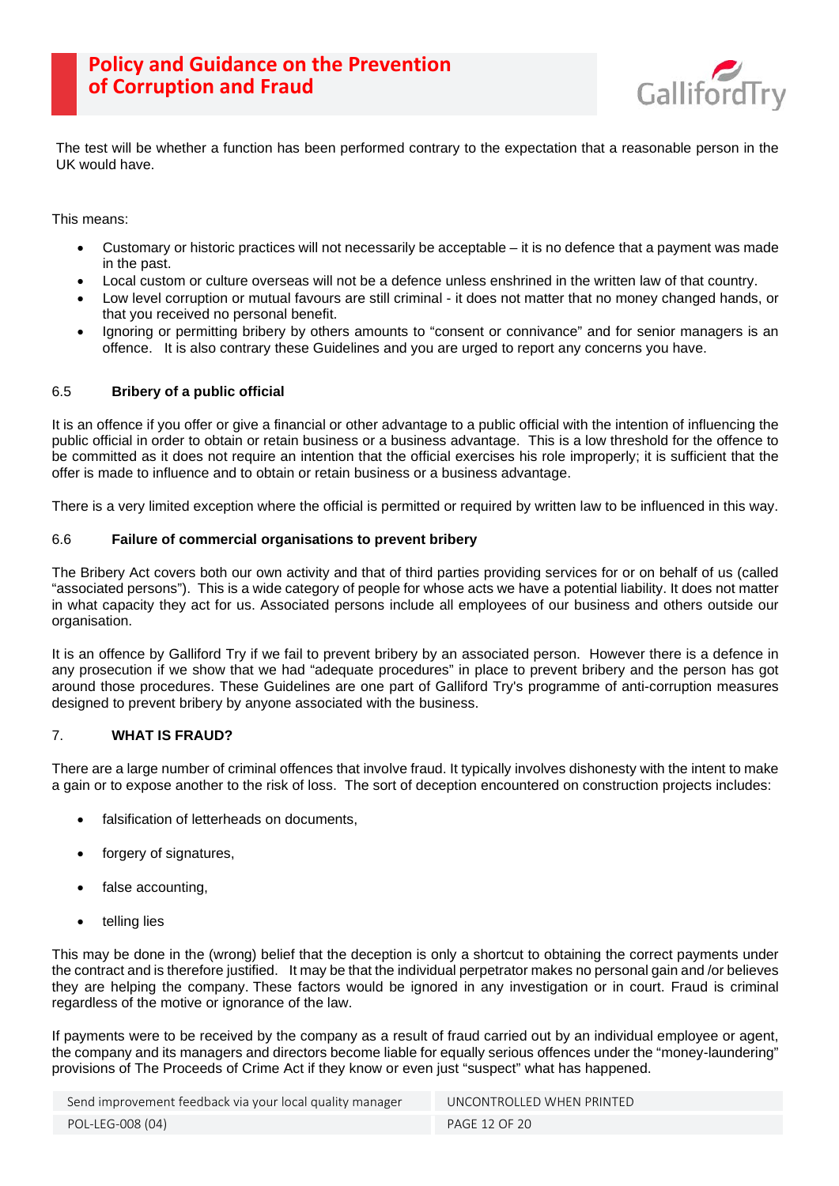The test will be whether a function has been performed contrary to the expectation that a reasonable person in the UK would have.

This means:

- Customary or historic practices will not necessarily be acceptable – it is no defence that a payment was made in the past.
- Local custom or culture overseas will not be a defence unless enshrined in the written law of that country.
- Low level corruption or mutual favours are still criminal - it does not matter that no money changed hands, or that you received no personal benefit.
- Ignoring or permitting bribery by others amounts to "consent or connivance" and for senior managers is an offence. It is also contrary these Guidelines and you are urged to report any concerns you have.

### 6.5 Bribery of a public official

It is an offence if you offer or give a financial or other advantage to a public official with the intention of influencing the public official in order to obtain or retain business or a business advantage. This is a low threshold for the offence to be committed as it does not require an intention that the official exercises his role improperly; it is sufficient that the offer is made to influence and to obtain or retain business or a business advantage.

There is a very limited exception where the official is permitted or required by written law to be influenced in this way.

### 6.6 Failure of commercial organisations to prevent bribery

The Bribery Act covers both our own activity and that of third parties providing services for or on behalf of us (called "associated persons"). This is a wide category of people for whose acts we have a potential liability. It does not matter in what capacity they act for us. Associated persons include all employees of our business and others outside our organisation.

It is an offence by Galliford Try if we fail to prevent bribery by an associated person. However there is a defence in any prosecution if we show that we had "adequate procedures" in place to prevent bribery and the person has got around those procedures. These Guidelines are one part of Galliford Try's programme of anti-corruption measures designed to prevent bribery by anyone associated with the business.

## 7. WHAT IS FRAUD?

There are a large number of criminal offences that involve fraud. It typically involves dishonesty with the intent to make a gain or to expose another to the risk of loss. The sort of deception encountered on construction projects includes:

- falsification of letterheads on documents,
- forgery of signatures,
- false accounting,
- telling lies

This may be done in the (wrong) belief that the deception is only a shortcut to obtaining the correct payments under the contract and is therefore justified. It may be that the individual perpetrator makes no personal gain and /or believes they are helping the company. These factors would be ignored in any investigation or in court. Fraud is criminal regardless of the motive or ignorance of the law.

If payments were to be received by the company as a result of fraud carried out by an individual employee or agent, the company and its managers and directors become liable for equally serious offences under the "money-laundering" provisions of The Proceeds of Crime Act if they know or even just "suspect" what has happened.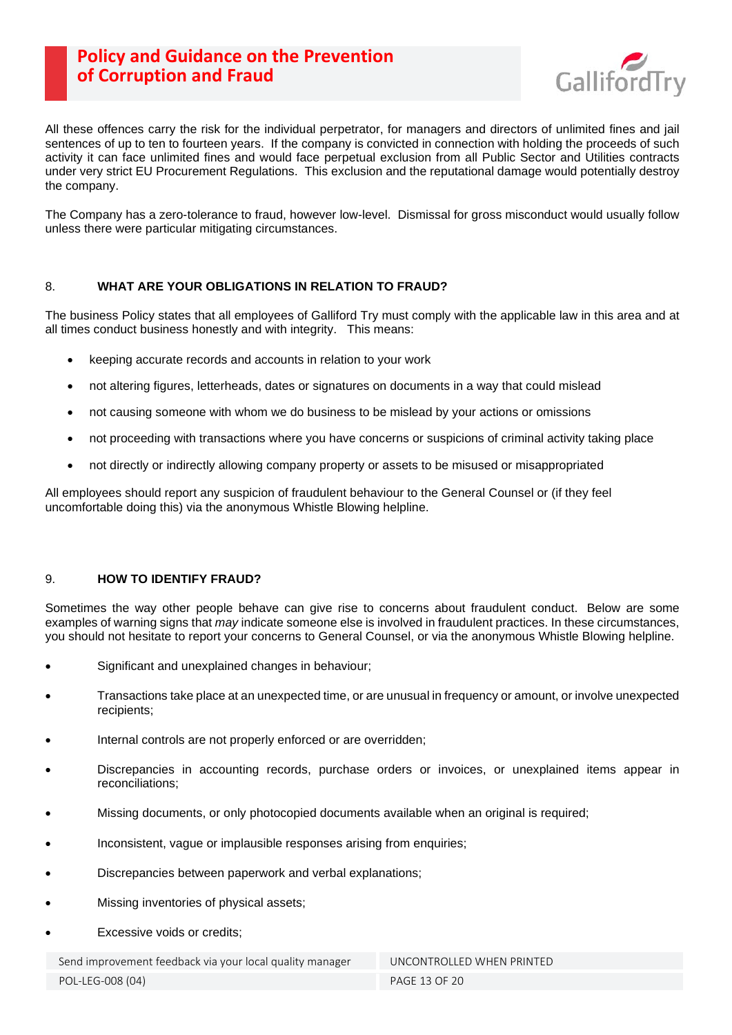All these offences carry the risk for the individual perpetrator, for managers and directors of unlimited fines and jail sentences of up to ten to fourteen years. If the company is convicted in connection with holding the proceeds of such activity it can face unlimited fines and would face perpetual exclusion from all Public Sector and Utilities contracts under very strict EU Procurement Regulations. This exclusion and the reputational damage would potentially destroy the company.

The Company has a zero-tolerance to fraud, however low-level. Dismissal for gross misconduct would usually follow unless there were particular mitigating circumstances.

## 8. WHAT ARE YOUR OBLIGATIONS IN RELATION TO FRAUD?

The business Policy states that all employees of Galliford Try must comply with the applicable law in this area and at all times conduct business honestly and with integrity. This means:

- keeping accurate records and accounts in relation to your work
- not altering figures, letterheads, dates or signatures on documents in a way that could mislead
- not causing someone with whom we do business to be mislead by your actions or omissions
- not proceeding with transactions where you have concerns or suspicions of criminal activity taking place
- not directly or indirectly allowing company property or assets to be misused or misappropriated

All employees should report any suspicion of fraudulent behaviour to the General Counsel or (if they feel uncomfortable doing this) via the anonymous Whistle Blowing helpline.

## 9. HOW TO IDENTIFY FRAUD?

Sometimes the way other people behave can give rise to concerns about fraudulent conduct. Below are some examples of warning signs that *may* indicate someone else is involved in fraudulent practices. In these circumstances, you should not hesitate to report your concerns to General Counsel, or via the anonymous Whistle Blowing helpline.

- Significant and unexplained changes in behaviour;
- Transactions take place at an unexpected time, or are unusual in frequency or amount, or involve unexpected recipients;
- Internal controls are not properly enforced or are overridden;
- Discrepancies in accounting records, purchase orders or invoices, or unexplained items appear in reconciliations;
- Missing documents, or only photocopied documents available when an original is required;
- Inconsistent, vague or implausible responses arising from enquiries;
- Discrepancies between paperwork and verbal explanations;
- Missing inventories of physical assets;
- Excessive voids or credits;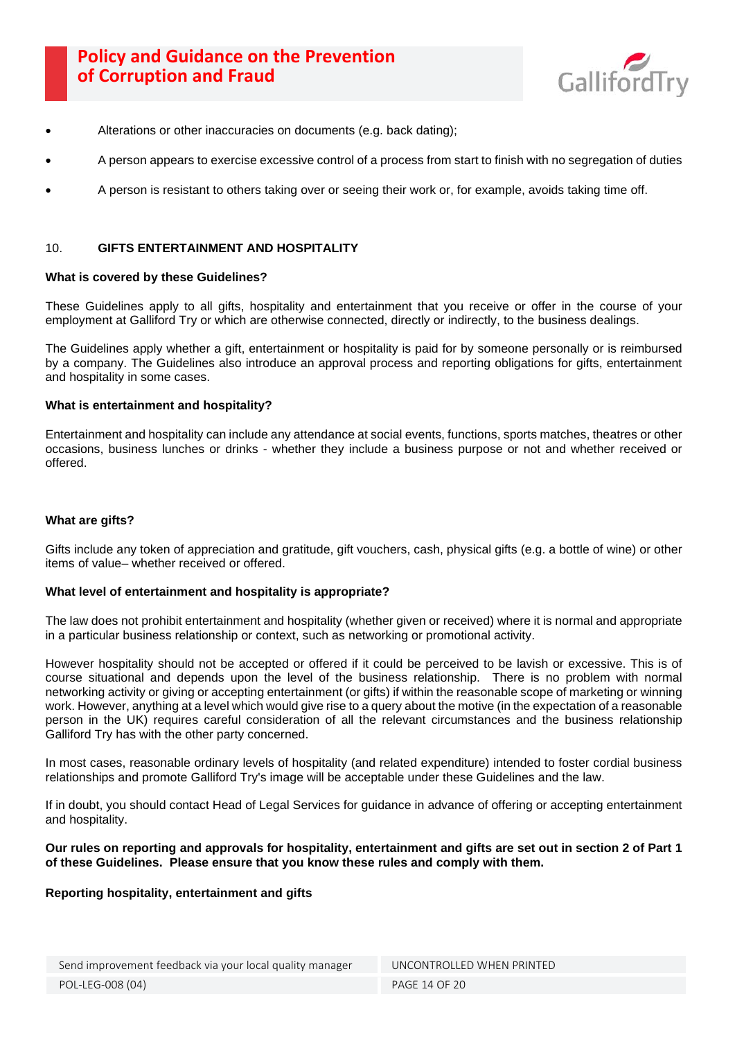- Alterations or other inaccuracies on documents (e.g. back dating);
- A person appears to exercise excessive control of a process from start to finish with no segregation of duties
- A person is resistant to others taking over or seeing their work or, for example, avoids taking time off.

## 10. GIFTS ENTERTAINMENT AND HOSPITALITY

**What is covered by these Guidelines?**

These Guidelines apply to all gifts, hospitality and entertainment that you receive or offer in the course of your employment at Galliford Try or which are otherwise connected, directly or indirectly, to the business dealings.

The Guidelines apply whether a gift, entertainment or hospitality is paid for by someone personally or is reimbursed by a company. The Guidelines also introduce an approval process and reporting obligations for gifts, entertainment and hospitality in some cases.

**What is entertainment and hospitality?**

Entertainment and hospitality can include any attendance at social events, functions, sports matches, theatres or other occasions, business lunches or drinks - whether they include a business purpose or not and whether received or offered.

**What are gifts?**

Gifts include any token of appreciation and gratitude, gift vouchers, cash, physical gifts (e.g. a bottle of wine) or other items of value– whether received or offered.

**What level of entertainment and hospitality is appropriate?**

The law does not prohibit entertainment and hospitality (whether given or received) where it is normal and appropriate in a particular business relationship or context, such as networking or promotional activity.

However hospitality should not be accepted or offered if it could be perceived to be lavish or excessive. This is of course situational and depends upon the level of the business relationship. There is no problem with normal networking activity or giving or accepting entertainment (or gifts) if within the reasonable scope of marketing or winning work. However, anything at a level which would give rise to a query about the motive (in the expectation of a reasonable person in the UK) requires careful consideration of all the relevant circumstances and the business relationship Galliford Try has with the other party concerned.

In most cases, reasonable ordinary levels of hospitality (and related expenditure) intended to foster cordial business relationships and promote Galliford Try's image will be acceptable under these Guidelines and the law.

If in doubt, you should contact Head of Legal Services for guidance in advance of offering or accepting entertainment and hospitality.

**Our rules on reporting and approvals for hospitality, entertainment and gifts are set out in section 2 of Part 1 of these Guidelines. Please ensure that you know these rules and comply with them.**

**Reporting hospitality, entertainment and gifts**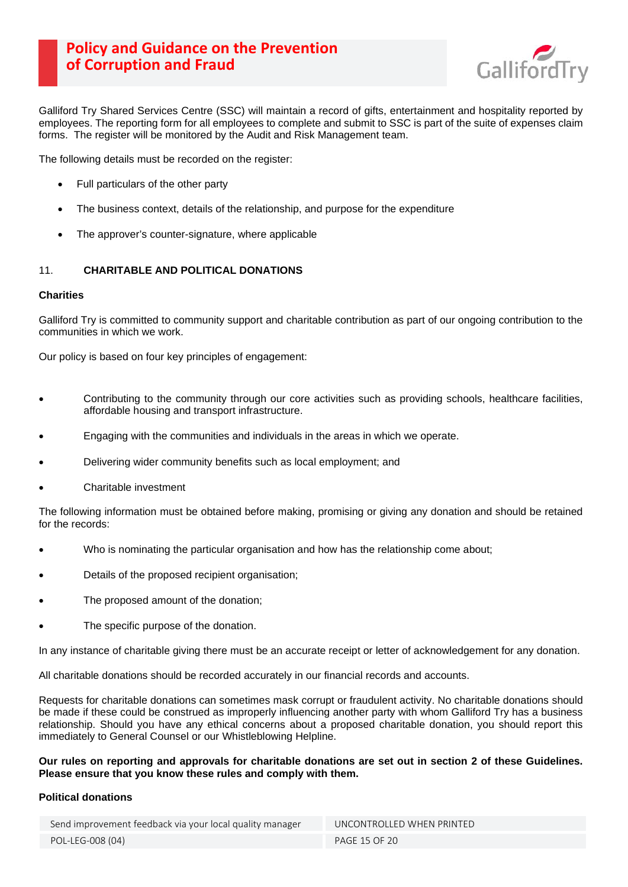Galliford Try Shared Services Centre (SSC) will maintain a record of gifts, entertainment and hospitality reported by employees. The reporting form for all employees to complete and submit to SSC is part of the suite of expenses claim forms. The register will be monitored by the Audit and Risk Management team.

The following details must be recorded on the register:

- Full particulars of the other party
- The business context, details of the relationship, and purpose for the expenditure
- The approver's counter-signature, where applicable

## 11. CHARITABLE AND POLITICAL DONATIONS

### Charities

Galliford Try is committed to community support and charitable contribution as part of our ongoing contribution to the communities in which we work.

Our policy is based on four key principles of engagement:

- Contributing to the community through our core activities such as providing schools, healthcare facilities, affordable housing and transport infrastructure.
- Engaging with the communities and individuals in the areas in which we operate.
- Delivering wider community benefits such as local employment; and
- Charitable investment

The following information must be obtained before making, promising or giving any donation and should be retained for the records:

- Who is nominating the particular organisation and how has the relationship come about;
- Details of the proposed recipient organisation;
- The proposed amount of the donation;
- The specific purpose of the donation.

In any instance of charitable giving there must be an accurate receipt or letter of acknowledgement for any donation.

All charitable donations should be recorded accurately in our financial records and accounts.

Requests for charitable donations can sometimes mask corrupt or fraudulent activity. No charitable donations should be made if these could be construed as improperly influencing another party with whom Galliford Try has a business relationship. Should you have any ethical concerns about a proposed charitable donation, you should report this immediately to General Counsel or our Whistleblowing Helpline.

**Our rules on reporting and approvals for charitable donations are set out in section 2 of these Guidelines. Please ensure that you know these rules and comply with them.**

### Political donations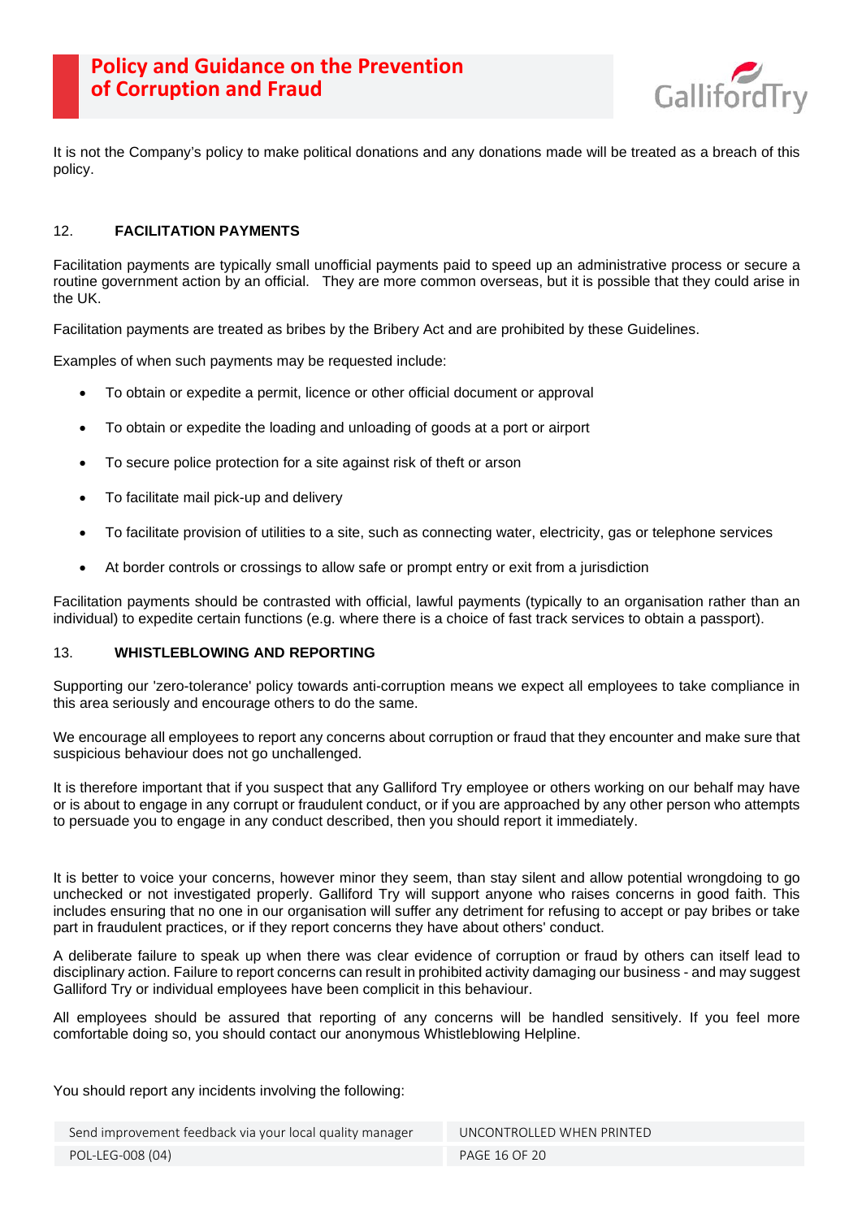It is not the Company's policy to make political donations and any donations made will be treated as a breach of this policy.

## 12. FACILITATION PAYMENTS

Facilitation payments are typically small unofficial payments paid to speed up an administrative process or secure a routine government action by an official. They are more common overseas, but it is possible that they could arise in the UK.

Facilitation payments are treated as bribes by the Bribery Act and are prohibited by these Guidelines.

Examples of when such payments may be requested include:

- To obtain or expedite a permit, licence or other official document or approval
- To obtain or expedite the loading and unloading of goods at a port or airport
- To secure police protection for a site against risk of theft or arson
- To facilitate mail pick-up and delivery
- To facilitate provision of utilities to a site, such as connecting water, electricity, gas or telephone services
- At border controls or crossings to allow safe or prompt entry or exit from a jurisdiction

Facilitation payments should be contrasted with official, lawful payments (typically to an organisation rather than an individual) to expedite certain functions (e.g. where there is a choice of fast track services to obtain a passport).

## 13. WHISTLEBLOWING AND REPORTING

Supporting our 'zero-tolerance' policy towards anti-corruption means we expect all employees to take compliance in this area seriously and encourage others to do the same.

We encourage all employees to report any concerns about corruption or fraud that they encounter and make sure that suspicious behaviour does not go unchallenged.

It is therefore important that if you suspect that any Galliford Try employee or others working on our behalf may have or is about to engage in any corrupt or fraudulent conduct, or if you are approached by any other person who attempts to persuade you to engage in any conduct described, then you should report it immediately.

It is better to voice your concerns, however minor they seem, than stay silent and allow potential wrongdoing to go unchecked or not investigated properly. Galliford Try will support anyone who raises concerns in good faith. This includes ensuring that no one in our organisation will suffer any detriment for refusing to accept or pay bribes or take part in fraudulent practices, or if they report concerns they have about others' conduct.

A deliberate failure to speak up when there was clear evidence of corruption or fraud by others can itself lead to disciplinary action. Failure to report concerns can result in prohibited activity damaging our business - and may suggest Galliford Try or individual employees have been complicit in this behaviour.

All employees should be assured that reporting of any concerns will be handled sensitively. If you feel more comfortable doing so, you should contact our anonymous Whistleblowing Helpline.

You should report any incidents involving the following: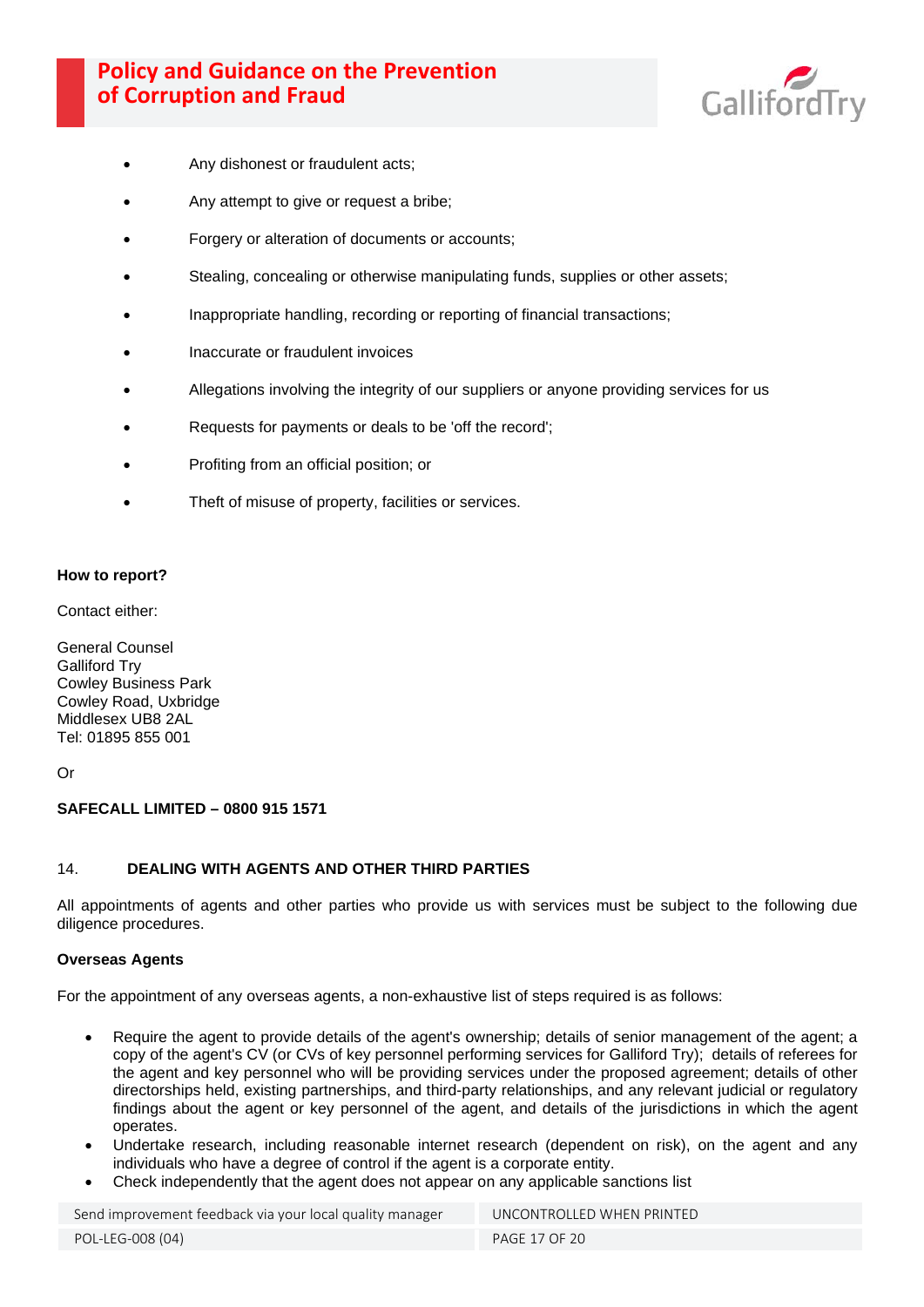- Any dishonest or fraudulent acts;
- Any attempt to give or request a bribe;
- Forgery or alteration of documents or accounts;
- Stealing, concealing or otherwise manipulating funds, supplies or other assets;
- Inappropriate handling, recording or reporting of financial transactions;
- Inaccurate or fraudulent invoices
- Allegations involving the integrity of our suppliers or anyone providing services for us
- Requests for payments or deals to be 'off the record';
- Profiting from an official position; or
- Theft of misuse of property, facilities or services.

**How to report?**

Contact either:

General Counsel
Galliford Try
Cowley Business Park
Cowley Road, Uxbridge
Middlesex UB8 2AL
Tel: 01895 855 001

Or

**SAFECALL LIMITED – 0800 915 1571**

## 14. DEALING WITH AGENTS AND OTHER THIRD PARTIES

All appointments of agents and other parties who provide us with services must be subject to the following due diligence procedures.

**Overseas Agents**

For the appointment of any overseas agents, a non-exhaustive list of steps required is as follows:

- Require the agent to provide details of the agent's ownership; details of senior management of the agent; a copy of the agent's CV (or CVs of key personnel performing services for Galliford Try); details of referees for the agent and key personnel who will be providing services under the proposed agreement; details of other directorships held, existing partnerships, and third-party relationships, and any relevant judicial or regulatory findings about the agent or key personnel of the agent, and details of the jurisdictions in which the agent operates.
- Undertake research, including reasonable internet research (dependent on risk), on the agent and any individuals who have a degree of control if the agent is a corporate entity.
- Check independently that the agent does not appear on any applicable sanctions list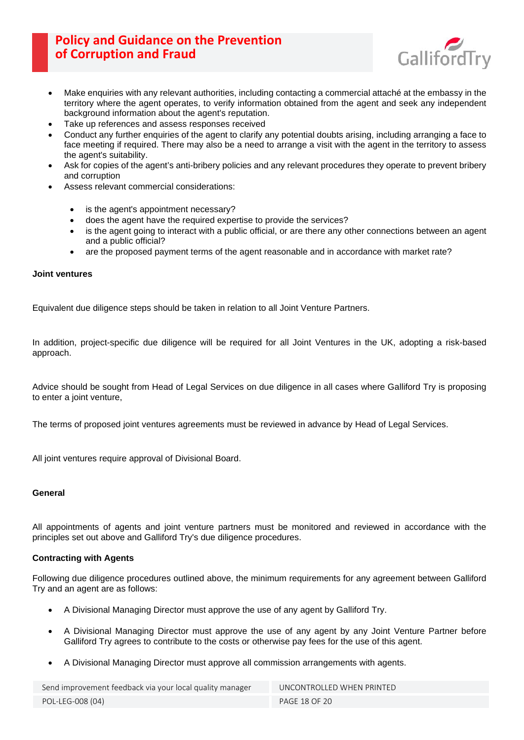- Make enquiries with any relevant authorities, including contacting a commercial attaché at the embassy in the territory where the agent operates, to verify information obtained from the agent and seek any independent background information about the agent's reputation.
- Take up references and assess responses received
- Conduct any further enquiries of the agent to clarify any potential doubts arising, including arranging a face to face meeting if required. There may also be a need to arrange a visit with the agent in the territory to assess the agent's suitability.
- Ask for copies of the agent's anti-bribery policies and any relevant procedures they operate to prevent bribery and corruption
- Assess relevant commercial considerations:
    - is the agent's appointment necessary?
    - does the agent have the required expertise to provide the services?
    - is the agent going to interact with a public official, or are there any other connections between an agent and a public official?
    - are the proposed payment terms of the agent reasonable and in accordance with market rate?

**Joint ventures**

Equivalent due diligence steps should be taken in relation to all Joint Venture Partners.

In addition, project-specific due diligence will be required for all Joint Ventures in the UK, adopting a risk-based approach.

Advice should be sought from Head of Legal Services on due diligence in all cases where Galliford Try is proposing to enter a joint venture,

The terms of proposed joint ventures agreements must be reviewed in advance by Head of Legal Services.

All joint ventures require approval of Divisional Board.

**General**

All appointments of agents and joint venture partners must be monitored and reviewed in accordance with the principles set out above and Galliford Try's due diligence procedures.

**Contracting with Agents**

Following due diligence procedures outlined above, the minimum requirements for any agreement between Galliford Try and an agent are as follows:

- A Divisional Managing Director must approve the use of any agent by Galliford Try.
- A Divisional Managing Director must approve the use of any agent by any Joint Venture Partner before Galliford Try agrees to contribute to the costs or otherwise pay fees for the use of this agent.
- A Divisional Managing Director must approve all commission arrangements with agents.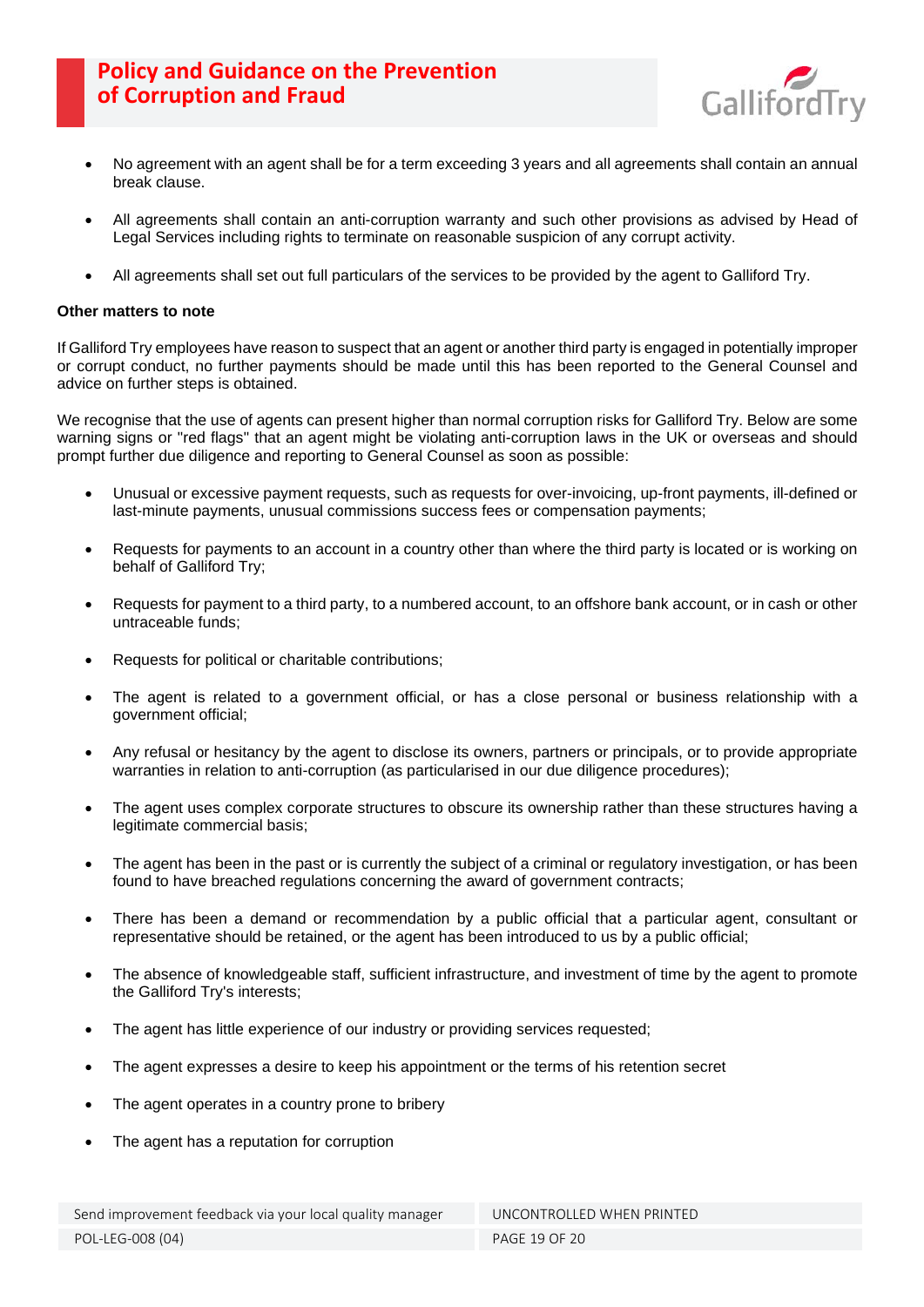- No agreement with an agent shall be for a term exceeding 3 years and all agreements shall contain an annual break clause.
- All agreements shall contain an anti-corruption warranty and such other provisions as advised by Head of Legal Services including rights to terminate on reasonable suspicion of any corrupt activity.
- All agreements shall set out full particulars of the services to be provided by the agent to Galliford Try.

**Other matters to note**

If Galliford Try employees have reason to suspect that an agent or another third party is engaged in potentially improper or corrupt conduct, no further payments should be made until this has been reported to the General Counsel and advice on further steps is obtained.

We recognise that the use of agents can present higher than normal corruption risks for Galliford Try. Below are some warning signs or "red flags" that an agent might be violating anti-corruption laws in the UK or overseas and should prompt further due diligence and reporting to General Counsel as soon as possible:

- Unusual or excessive payment requests, such as requests for over-invoicing, up-front payments, ill-defined or last-minute payments, unusual commissions success fees or compensation payments;
- Requests for payments to an account in a country other than where the third party is located or is working on behalf of Galliford Try;
- Requests for payment to a third party, to a numbered account, to an offshore bank account, or in cash or other untraceable funds;
- Requests for political or charitable contributions;
- The agent is related to a government official, or has a close personal or business relationship with a government official;
- Any refusal or hesitancy by the agent to disclose its owners, partners or principals, or to provide appropriate warranties in relation to anti-corruption (as particularised in our due diligence procedures);
- The agent uses complex corporate structures to obscure its ownership rather than these structures having a legitimate commercial basis;
- The agent has been in the past or is currently the subject of a criminal or regulatory investigation, or has been found to have breached regulations concerning the award of government contracts;
- There has been a demand or recommendation by a public official that a particular agent, consultant or representative should be retained, or the agent has been introduced to us by a public official;
- The absence of knowledgeable staff, sufficient infrastructure, and investment of time by the agent to promote the Galliford Try's interests;
- The agent has little experience of our industry or providing services requested;
- The agent expresses a desire to keep his appointment or the terms of his retention secret
- The agent operates in a country prone to bribery
- The agent has a reputation for corruption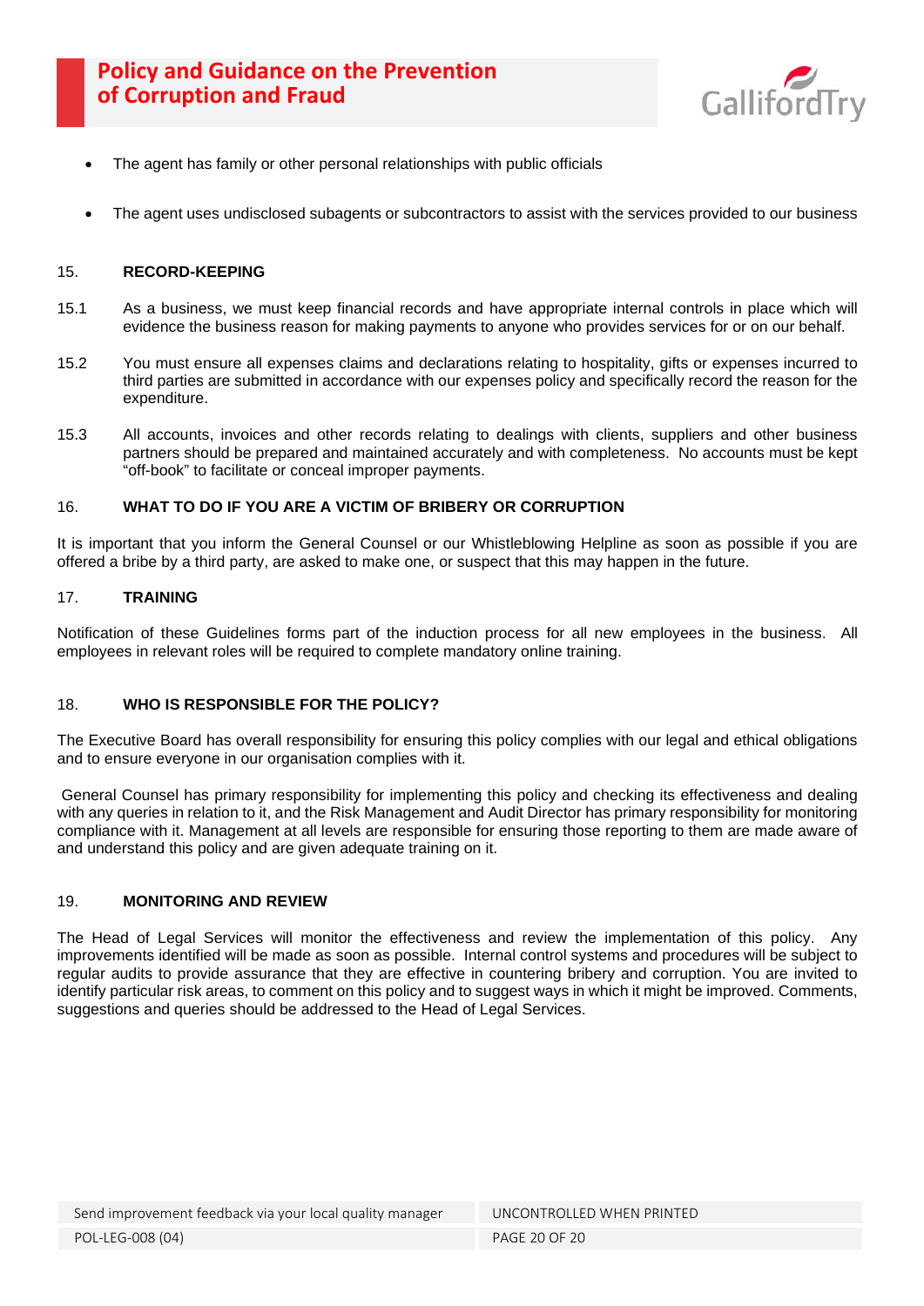- The agent has family or other personal relationships with public officials
- The agent uses undisclosed subagents or subcontractors to assist with the services provided to our business

## 15. RECORD-KEEPING

15.1 As a business, we must keep financial records and have appropriate internal controls in place which will evidence the business reason for making payments to anyone who provides services for or on our behalf.

15.2 You must ensure all expenses claims and declarations relating to hospitality, gifts or expenses incurred to third parties are submitted in accordance with our expenses policy and specifically record the reason for the expenditure.

15.3 All accounts, invoices and other records relating to dealings with clients, suppliers and other business partners should be prepared and maintained accurately and with completeness. No accounts must be kept "off-book" to facilitate or conceal improper payments.

## 16. WHAT TO DO IF YOU ARE A VICTIM OF BRIBERY OR CORRUPTION

It is important that you inform the General Counsel or our Whistleblowing Helpline as soon as possible if you are offered a bribe by a third party, are asked to make one, or suspect that this may happen in the future.

## 17. TRAINING

Notification of these Guidelines forms part of the induction process for all new employees in the business. All employees in relevant roles will be required to complete mandatory online training.

## 18. WHO IS RESPONSIBLE FOR THE POLICY?

The Executive Board has overall responsibility for ensuring this policy complies with our legal and ethical obligations and to ensure everyone in our organisation complies with it.

General Counsel has primary responsibility for implementing this policy and checking its effectiveness and dealing with any queries in relation to it, and the Risk Management and Audit Director has primary responsibility for monitoring compliance with it. Management at all levels are responsible for ensuring those reporting to them are made aware of and understand this policy and are given adequate training on it.

## 19. MONITORING AND REVIEW

The Head of Legal Services will monitor the effectiveness and review the implementation of this policy. Any improvements identified will be made as soon as possible. Internal control systems and procedures will be subject to regular audits to provide assurance that they are effective in countering bribery and corruption. You are invited to identify particular risk areas, to comment on this policy and to suggest ways in which it might be improved. Comments, suggestions and queries should be addressed to the Head of Legal Services.